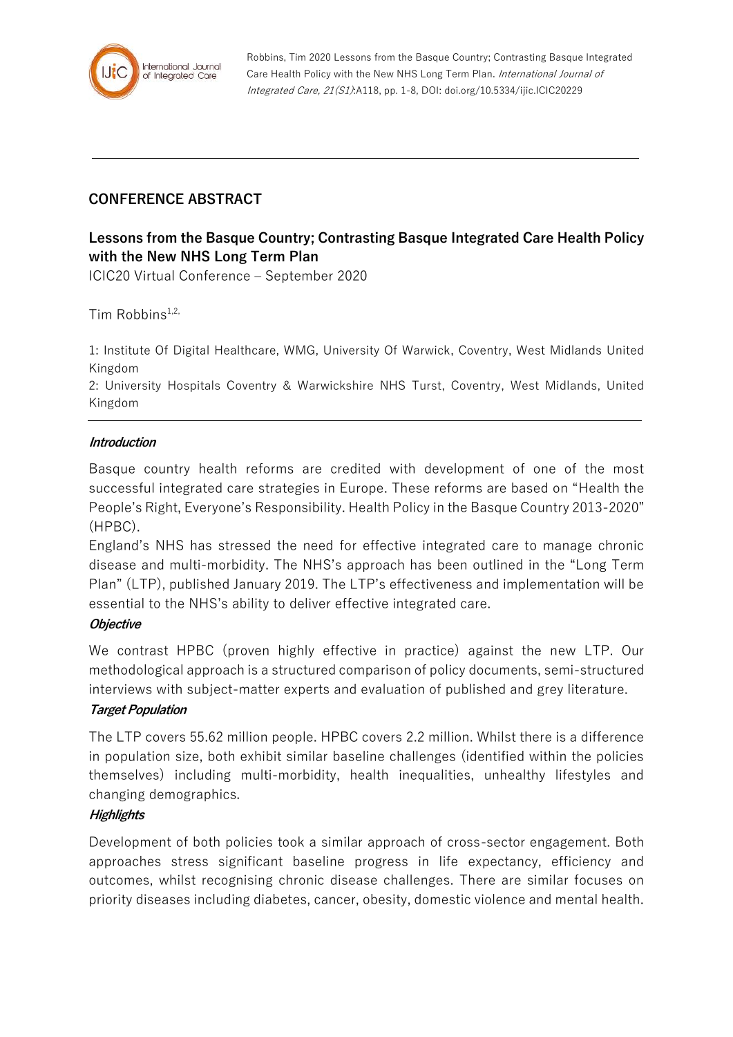Robbins, Tim 2020 Lessons from the Basque Country; Contrasting Basque Integrated Care Health Policy with the New NHS Long Term Plan. *International Journal of Integrated Care, 21(S1)*:A118, pp. 1-8, DOI: doi.org/10.5334/ijic.ICIC20229

## CONFERENCE ABSTRACT

# Lessons from the Basque Country; Contrasting Basque Integrated Care Health Policy with the New NHS Long Term Plan

ICIC20 Virtual Conference – September 2020

Tim Robbins[1,2,]

1: Institute Of Digital Healthcare, WMG, University Of Warwick, Coventry, West Midlands United Kingdom

2: University Hospitals Coventry & Warwickshire NHS Turst, Coventry, West Midlands, United Kingdom

### *Introduction*

Basque country health reforms are credited with development of one of the most successful integrated care strategies in Europe. These reforms are based on "Health the People's Right, Everyone's Responsibility. Health Policy in the Basque Country 2013-2020" (HPBC).

England's NHS has stressed the need for effective integrated care to manage chronic disease and multi-morbidity. The NHS's approach has been outlined in the "Long Term Plan" (LTP), published January 2019. The LTP's effectiveness and implementation will be essential to the NHS's ability to deliver effective integrated care.

### *Objective*

We contrast HPBC (proven highly effective in practice) against the new LTP. Our methodological approach is a structured comparison of policy documents, semi-structured interviews with subject-matter experts and evaluation of published and grey literature.

### *Target Population*

The LTP covers 55.62 million people. HPBC covers 2.2 million. Whilst there is a difference in population size, both exhibit similar baseline challenges (identified within the policies themselves) including multi-morbidity, health inequalities, unhealthy lifestyles and changing demographics.

### *Highlights*

Development of both policies took a similar approach of cross-sector engagement. Both approaches stress significant baseline progress in life expectancy, efficiency and outcomes, whilst recognising chronic disease challenges. There are similar focuses on priority diseases including diabetes, cancer, obesity, domestic violence and mental health.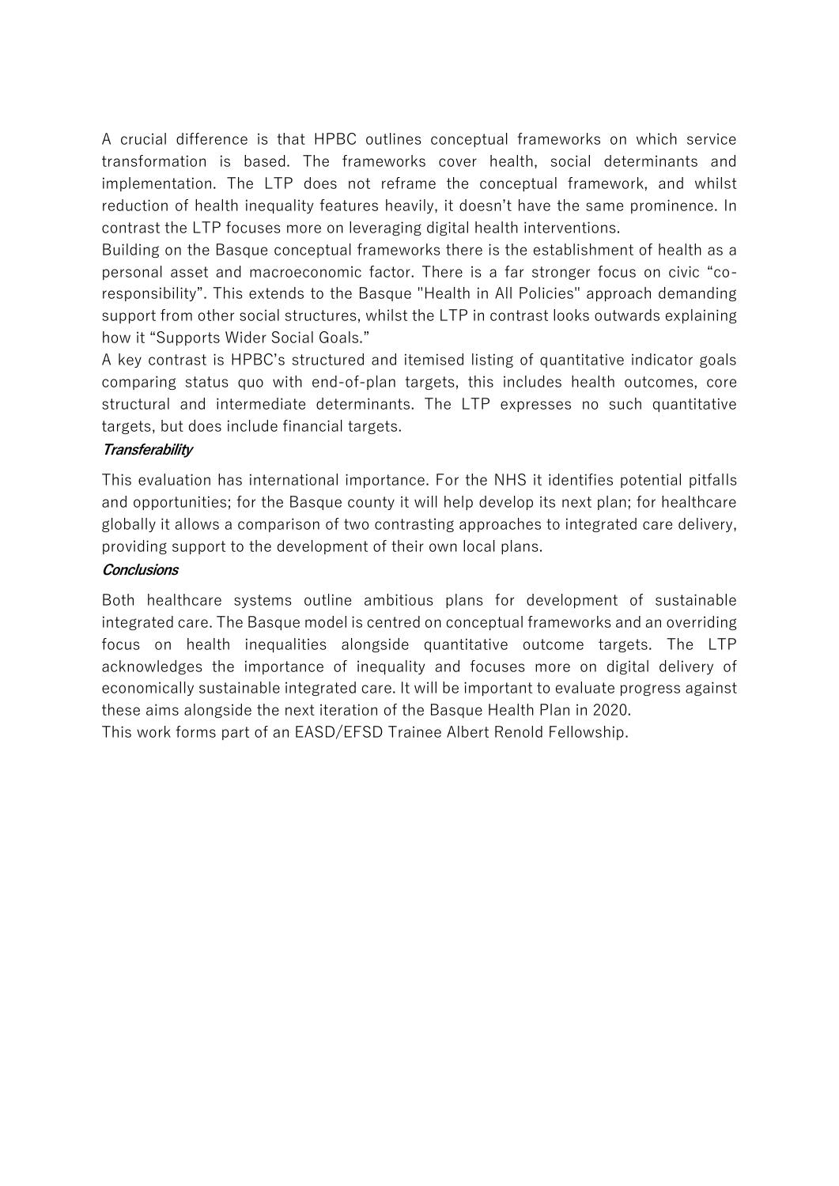A crucial difference is that HPBC outlines conceptual frameworks on which service transformation is based. The frameworks cover health, social determinants and implementation. The LTP does not reframe the conceptual framework, and whilst reduction of health inequality features heavily, it doesn't have the same prominence. In contrast the LTP focuses more on leveraging digital health interventions.

Building on the Basque conceptual frameworks there is the establishment of health as a personal asset and macroeconomic factor. There is a far stronger focus on civic "co-responsibility". This extends to the Basque "Health in All Policies" approach demanding support from other social structures, whilst the LTP in contrast looks outwards explaining how it "Supports Wider Social Goals."

A key contrast is HPBC's structured and itemised listing of quantitative indicator goals comparing status quo with end-of-plan targets, this includes health outcomes, core structural and intermediate determinants. The LTP expresses no such quantitative targets, but does include financial targets.

***Transferability***

This evaluation has international importance. For the NHS it identifies potential pitfalls and opportunities; for the Basque county it will help develop its next plan; for healthcare globally it allows a comparison of two contrasting approaches to integrated care delivery, providing support to the development of their own local plans.

***Conclusions***

Both healthcare systems outline ambitious plans for development of sustainable integrated care. The Basque model is centred on conceptual frameworks and an overriding focus on health inequalities alongside quantitative outcome targets. The LTP acknowledges the importance of inequality and focuses more on digital delivery of economically sustainable integrated care. It will be important to evaluate progress against these aims alongside the next iteration of the Basque Health Plan in 2020.

This work forms part of an EASD/EFSD Trainee Albert Renold Fellowship.